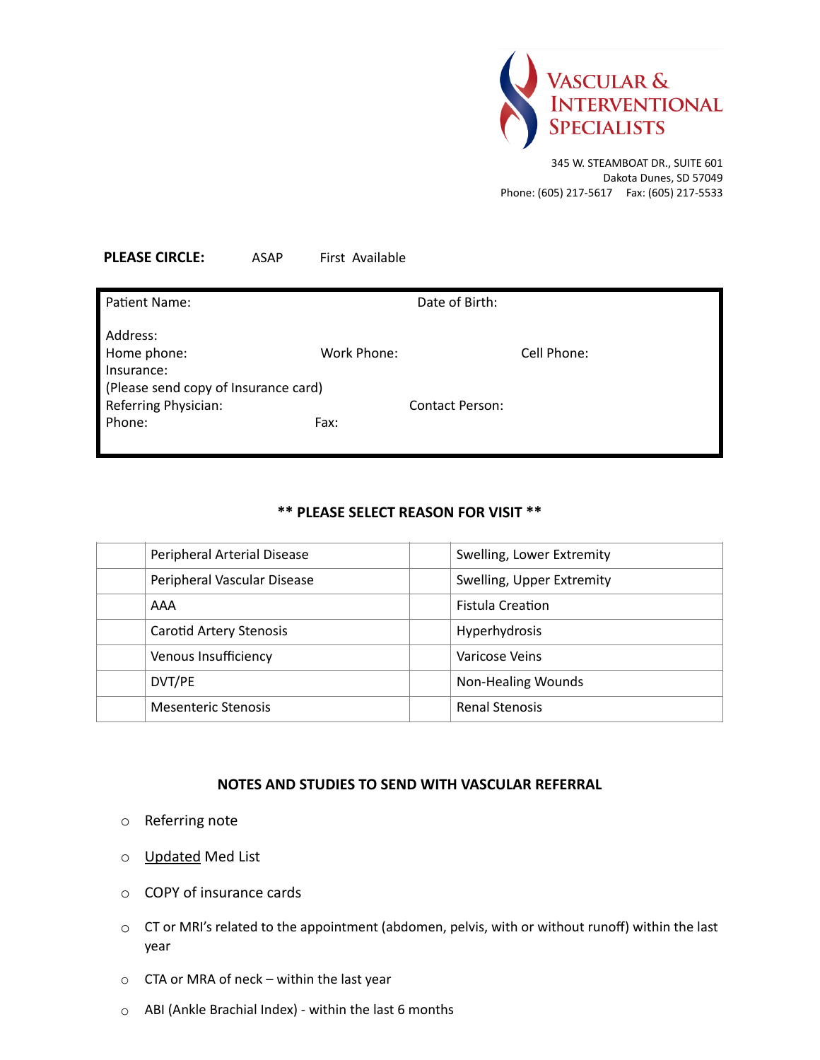# VASCULAR & INTERVENTIONAL SPECIALISTS

345 W. STEAMBOAT DR., SUITE 601
Dakota Dunes, SD 57049
Phone: (605) 217-5617  Fax: (605) 217-5533

**PLEASE CIRCLE:** ASAP  First Available

Patient Name:  Date of Birth:

Address:
Home phone:  Work Phone:  Cell Phone:
Insurance:
(Please send copy of Insurance card)
Referring Physician:  Contact Person:
Phone:  Fax:

## ** PLEASE SELECT REASON FOR VISIT **

| | | | |
|---|---|---|---|
| | Peripheral Arterial Disease | | Swelling, Lower Extremity |
| | Peripheral Vascular Disease | | Swelling, Upper Extremity |
| | AAA | | Fistula Creation |
| | Carotid Artery Stenosis | | Hyperhydrosis |
| | Venous Insufficiency | | Varicose Veins |
| | DVT/PE | | Non-Healing Wounds |
| | Mesenteric Stenosis | | Renal Stenosis |

## NOTES AND STUDIES TO SEND WITH VASCULAR REFERRAL

- Referring note
- Updated Med List
- COPY of insurance cards
- CT or MRI's related to the appointment (abdomen, pelvis, with or without runoff) within the last year
- CTA or MRA of neck – within the last year
- ABI (Ankle Brachial Index) - within the last 6 months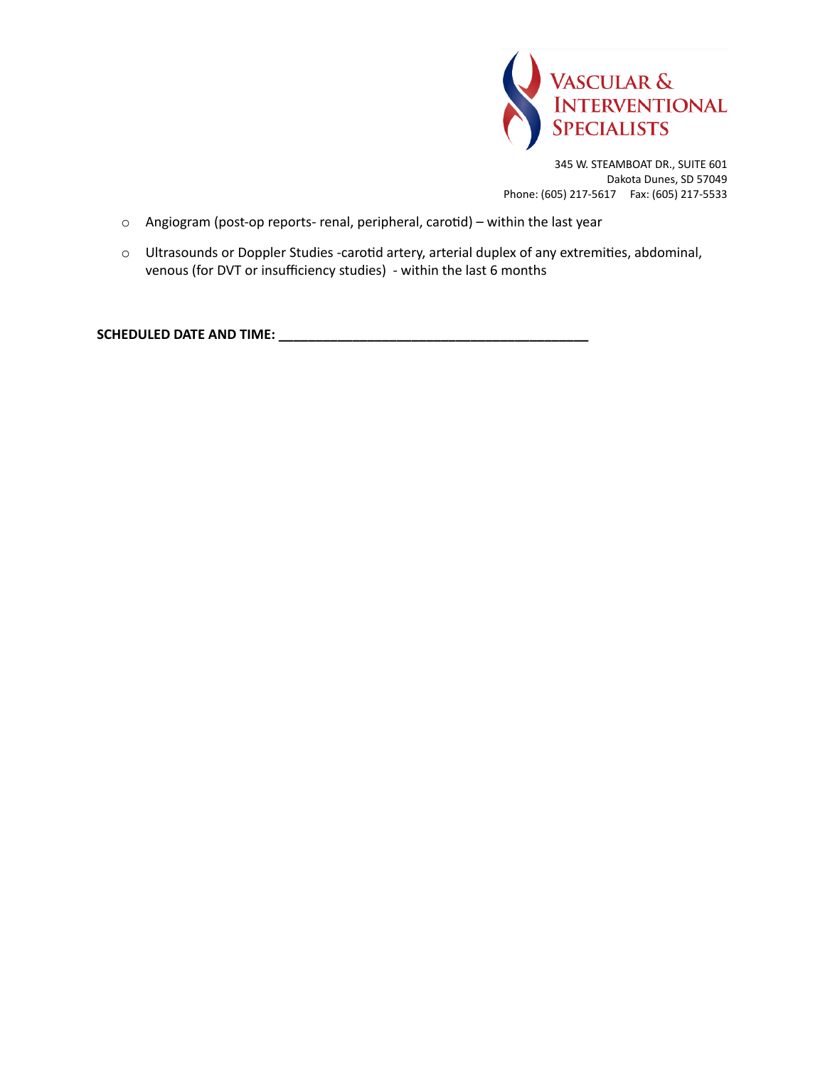VASCULAR & INTERVENTIONAL SPECIALISTS

345 W. STEAMBOAT DR., SUITE 601
Dakota Dunes, SD 57049
Phone: (605) 217-5617 Fax: (605) 217-5533

- Angiogram (post-op reports- renal, peripheral, carotid) – within the last year
- Ultrasounds or Doppler Studies -carotid artery, arterial duplex of any extremities, abdominal, venous (for DVT or insufficiency studies) - within the last 6 months

**SCHEDULED DATE AND TIME: ________________________________________**